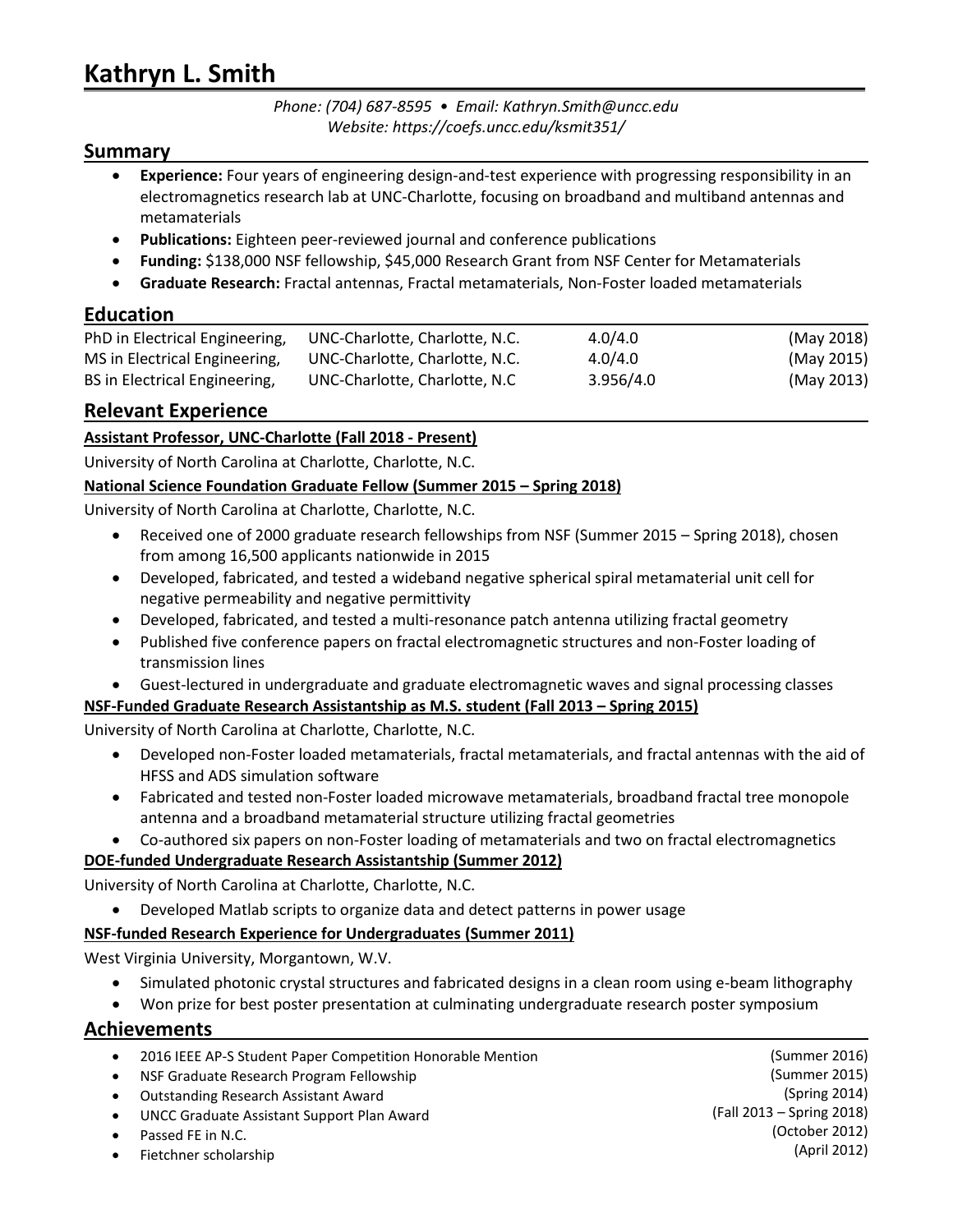# Kathryn L. Smith

*Phone: (704) 687-8595 • Email: Kathryn.Smith@uncc.edu*
*Website: https://coefs.uncc.edu/ksmit351/*

## Summary

- **Experience:** Four years of engineering design-and-test experience with progressing responsibility in an electromagnetics research lab at UNC-Charlotte, focusing on broadband and multiband antennas and metamaterials
- **Publications:** Eighteen peer-reviewed journal and conference publications
- **Funding:** $138,000 NSF fellowship, $45,000 Research Grant from NSF Center for Metamaterials
- **Graduate Research:** Fractal antennas, Fractal metamaterials, Non-Foster loaded metamaterials

## Education

| | | | |
|---|---|---|---|
| PhD in Electrical Engineering, | UNC-Charlotte, Charlotte, N.C. | 4.0/4.0 | (May 2018) |
| MS in Electrical Engineering, | UNC-Charlotte, Charlotte, N.C. | 4.0/4.0 | (May 2015) |
| BS in Electrical Engineering, | UNC-Charlotte, Charlotte, N.C | 3.956/4.0 | (May 2013) |

## Relevant Experience

**Assistant Professor, UNC-Charlotte (Fall 2018 - Present)**

University of North Carolina at Charlotte, Charlotte, N.C.

**National Science Foundation Graduate Fellow (Summer 2015 – Spring 2018)**

University of North Carolina at Charlotte, Charlotte, N.C.

- Received one of 2000 graduate research fellowships from NSF (Summer 2015 – Spring 2018), chosen from among 16,500 applicants nationwide in 2015
- Developed, fabricated, and tested a wideband negative spherical spiral metamaterial unit cell for negative permeability and negative permittivity
- Developed, fabricated, and tested a multi-resonance patch antenna utilizing fractal geometry
- Published five conference papers on fractal electromagnetic structures and non-Foster loading of transmission lines
- Guest-lectured in undergraduate and graduate electromagnetic waves and signal processing classes

**NSF-Funded Graduate Research Assistantship as M.S. student (Fall 2013 – Spring 2015)**

University of North Carolina at Charlotte, Charlotte, N.C.

- Developed non-Foster loaded metamaterials, fractal metamaterials, and fractal antennas with the aid of HFSS and ADS simulation software
- Fabricated and tested non-Foster loaded microwave metamaterials, broadband fractal tree monopole antenna and a broadband metamaterial structure utilizing fractal geometries
- Co-authored six papers on non-Foster loading of metamaterials and two on fractal electromagnetics

**DOE-funded Undergraduate Research Assistantship (Summer 2012)**

University of North Carolina at Charlotte, Charlotte, N.C.

- Developed Matlab scripts to organize data and detect patterns in power usage

**NSF-funded Research Experience for Undergraduates (Summer 2011)**

West Virginia University, Morgantown, W.V.

- Simulated photonic crystal structures and fabricated designs in a clean room using e-beam lithography
- Won prize for best poster presentation at culminating undergraduate research poster symposium

## Achievements

- 2016 IEEE AP-S Student Paper Competition Honorable Mention (Summer 2016)
- NSF Graduate Research Program Fellowship (Summer 2015)
- Outstanding Research Assistant Award (Spring 2014)
- UNCC Graduate Assistant Support Plan Award (Fall 2013 – Spring 2018)
- Passed FE in N.C. (October 2012)
- Fietchner scholarship (April 2012)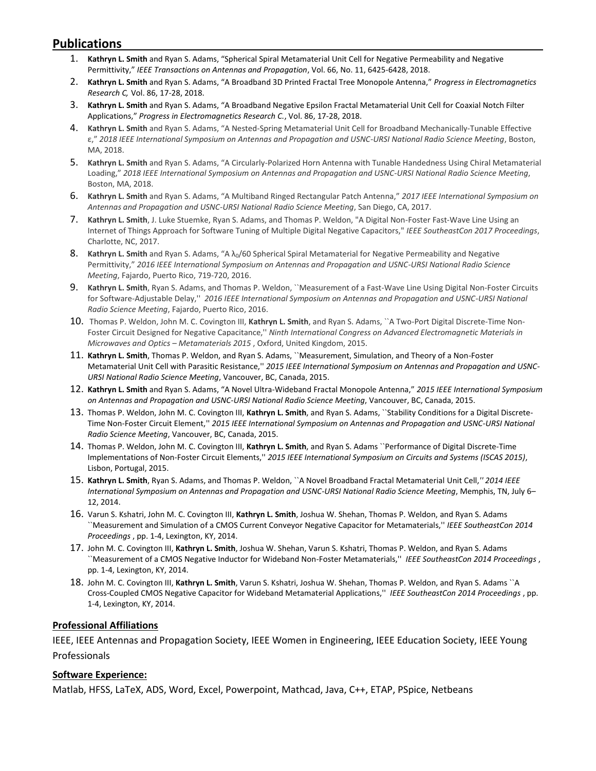## Publications

1. **Kathryn L. Smith** and Ryan S. Adams, "Spherical Spiral Metamaterial Unit Cell for Negative Permeability and Negative Permittivity," *IEEE Transactions on Antennas and Propagation*, Vol. 66, No. 11, 6425-6428, 2018.
2. **Kathryn L. Smith** and Ryan S. Adams, "A Broadband 3D Printed Fractal Tree Monopole Antenna," *Progress in Electromagnetics Research C,* Vol. 86, 17-28, 2018.
3. **Kathryn L. Smith** and Ryan S. Adams, "A Broadband Negative Epsilon Fractal Metamaterial Unit Cell for Coaxial Notch Filter Applications," *Progress in Electromagnetics Research C.*, Vol. 86, 17-28, 2018.
4. **Kathryn L. Smith** and Ryan S. Adams, "A Nested-Spring Metamaterial Unit Cell for Broadband Mechanically-Tunable Effective ε," *2018 IEEE International Symposium on Antennas and Propagation and USNC-URSI National Radio Science Meeting*, Boston, MA, 2018.
5. **Kathryn L. Smith** and Ryan S. Adams, "A Circularly-Polarized Horn Antenna with Tunable Handedness Using Chiral Metamaterial Loading," *2018 IEEE International Symposium on Antennas and Propagation and USNC-URSI National Radio Science Meeting*, Boston, MA, 2018.
6. **Kathryn L. Smith** and Ryan S. Adams, "A Multiband Ringed Rectangular Patch Antenna," *2017 IEEE International Symposium on Antennas and Propagation and USNC-URSI National Radio Science Meeting*, San Diego, CA, 2017.
7. **Kathryn L. Smith**, J. Luke Stuemke, Ryan S. Adams, and Thomas P. Weldon, "A Digital Non-Foster Fast-Wave Line Using an Internet of Things Approach for Software Tuning of Multiple Digital Negative Capacitors," *IEEE SoutheastCon 2017 Proceedings*, Charlotte, NC, 2017.
8. **Kathryn L. Smith** and Ryan S. Adams, "A $\lambda_0$/60 Spherical Spiral Metamaterial for Negative Permeability and Negative Permittivity," *2016 IEEE International Symposium on Antennas and Propagation and USNC-URSI National Radio Science Meeting*, Fajardo, Puerto Rico, 719-720, 2016.
9. **Kathryn L. Smith**, Ryan S. Adams, and Thomas P. Weldon, ``Measurement of a Fast-Wave Line Using Digital Non-Foster Circuits for Software-Adjustable Delay,'' *2016 IEEE International Symposium on Antennas and Propagation and USNC-URSI National Radio Science Meeting*, Fajardo, Puerto Rico, 2016.
10. Thomas P. Weldon, John M. C. Covington III, **Kathryn L. Smith**, and Ryan S. Adams, ``A Two-Port Digital Discrete-Time Non-Foster Circuit Designed for Negative Capacitance,'' *Ninth International Congress on Advanced Electromagnetic Materials in Microwaves and Optics – Metamaterials 2015* , Oxford, United Kingdom, 2015.
11. **Kathryn L. Smith**, Thomas P. Weldon, and Ryan S. Adams, ``Measurement, Simulation, and Theory of a Non-Foster Metamaterial Unit Cell with Parasitic Resistance,'' *2015 IEEE International Symposium on Antennas and Propagation and USNC-URSI National Radio Science Meeting*, Vancouver, BC, Canada, 2015.
12. **Kathryn L. Smith** and Ryan S. Adams, "A Novel Ultra-Wideband Fractal Monopole Antenna," *2015 IEEE International Symposium on Antennas and Propagation and USNC-URSI National Radio Science Meeting*, Vancouver, BC, Canada, 2015.
13. Thomas P. Weldon, John M. C. Covington III, **Kathryn L. Smith**, and Ryan S. Adams, ``Stability Conditions for a Digital Discrete-Time Non-Foster Circuit Element,'' *2015 IEEE International Symposium on Antennas and Propagation and USNC-URSI National Radio Science Meeting*, Vancouver, BC, Canada, 2015.
14. Thomas P. Weldon, John M. C. Covington III, **Kathryn L. Smith**, and Ryan S. Adams ``Performance of Digital Discrete-Time Implementations of Non-Foster Circuit Elements,'' *2015 IEEE International Symposium on Circuits and Systems (ISCAS 2015)*, Lisbon, Portugal, 2015.
15. **Kathryn L. Smith**, Ryan S. Adams, and Thomas P. Weldon, ``A Novel Broadband Fractal Metamaterial Unit Cell,'' *2014 IEEE International Symposium on Antennas and Propagation and USNC-URSI National Radio Science Meeting*, Memphis, TN, July 6–12, 2014.
16. Varun S. Kshatri, John M. C. Covington III, **Kathryn L. Smith**, Joshua W. Shehan, Thomas P. Weldon, and Ryan S. Adams ``Measurement and Simulation of a CMOS Current Conveyor Negative Capacitor for Metamaterials,'' *IEEE SoutheastCon 2014 Proceedings* , pp. 1-4, Lexington, KY, 2014.
17. John M. C. Covington III, **Kathryn L. Smith**, Joshua W. Shehan, Varun S. Kshatri, Thomas P. Weldon, and Ryan S. Adams ``Measurement of a CMOS Negative Inductor for Wideband Non-Foster Metamaterials,'' *IEEE SoutheastCon 2014 Proceedings* , pp. 1-4, Lexington, KY, 2014.
18. John M. C. Covington III, **Kathryn L. Smith**, Varun S. Kshatri, Joshua W. Shehan, Thomas P. Weldon, and Ryan S. Adams ``A Cross-Coupled CMOS Negative Capacitor for Wideband Metamaterial Applications,'' *IEEE SoutheastCon 2014 Proceedings* , pp. 1-4, Lexington, KY, 2014.

## Professional Affiliations

IEEE, IEEE Antennas and Propagation Society, IEEE Women in Engineering, IEEE Education Society, IEEE Young Professionals

## Software Experience:

Matlab, HFSS, LaTeX, ADS, Word, Excel, Powerpoint, Mathcad, Java, C++, ETAP, PSpice, Netbeans